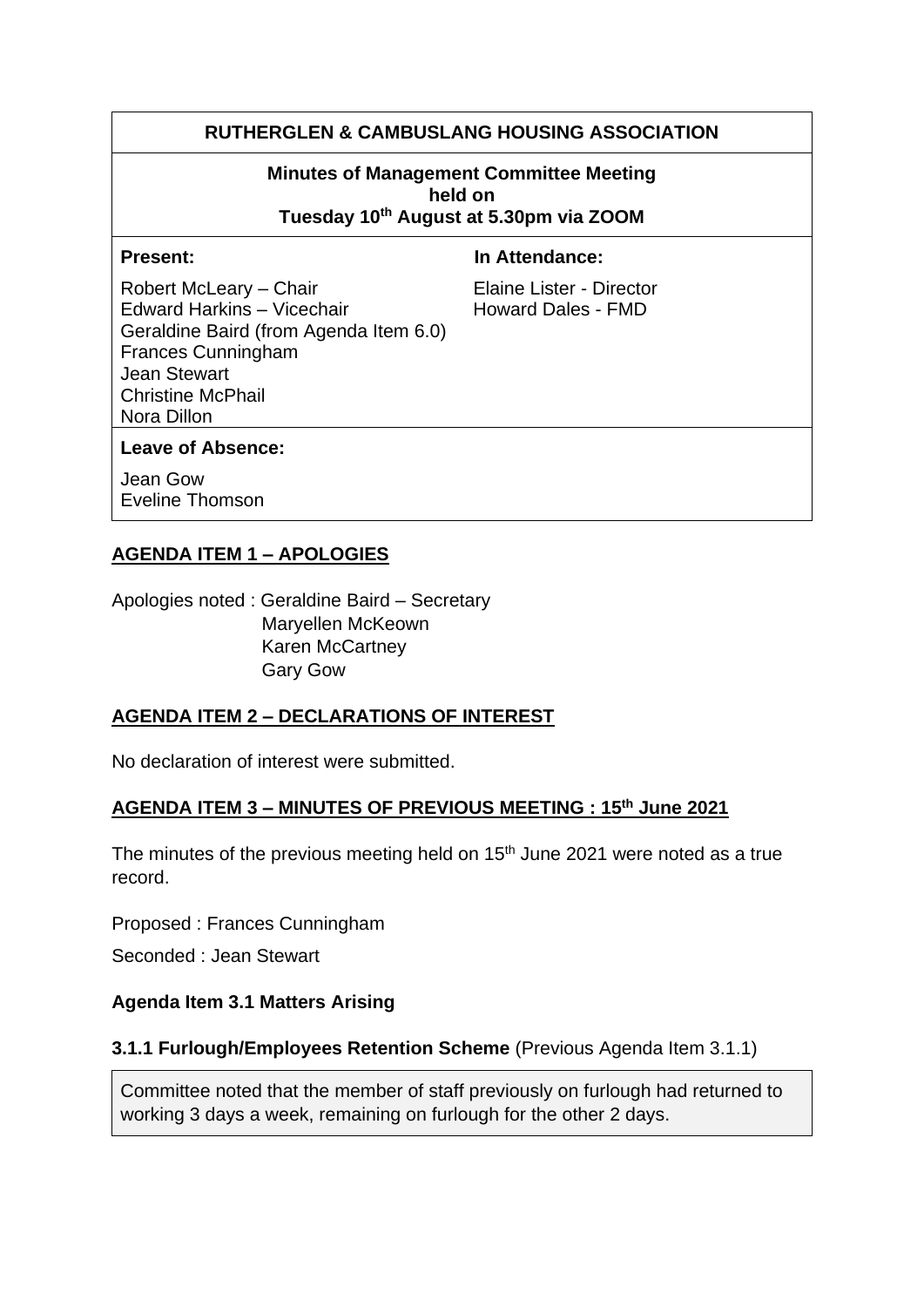**RUTHERGLEN & CAMBUSLANG HOUSING ASSOCIATION**

**Minutes of Management Committee Meeting held on Tuesday 10th August at 5.30pm via ZOOM**

| **Present:** | **In Attendance:** |
| --- | --- |
| Robert McLeary – Chair | Elaine Lister - Director |
| Edward Harkins – Vicechair | Howard Dales - FMD |
| Geraldine Baird (from Agenda Item 6.0) | |
| Frances Cunningham | |
| Jean Stewart | |
| Christine McPhail | |
| Nora Dillon | |

**Leave of Absence:**

Jean Gow
Eveline Thomson

## AGENDA ITEM 1 – APOLOGIES

Apologies noted : Geraldine Baird – Secretary
Maryellen McKeown
Karen McCartney
Gary Gow

## AGENDA ITEM 2 – DECLARATIONS OF INTEREST

No declaration of interest were submitted.

## AGENDA ITEM 3 – MINUTES OF PREVIOUS MEETING : 15th June 2021

The minutes of the previous meeting held on 15th June 2021 were noted as a true record.

Proposed : Frances Cunningham

Seconded : Jean Stewart

### Agenda Item 3.1 Matters Arising

**3.1.1 Furlough/Employees Retention Scheme** (Previous Agenda Item 3.1.1)

Committee noted that the member of staff previously on furlough had returned to working 3 days a week, remaining on furlough for the other 2 days.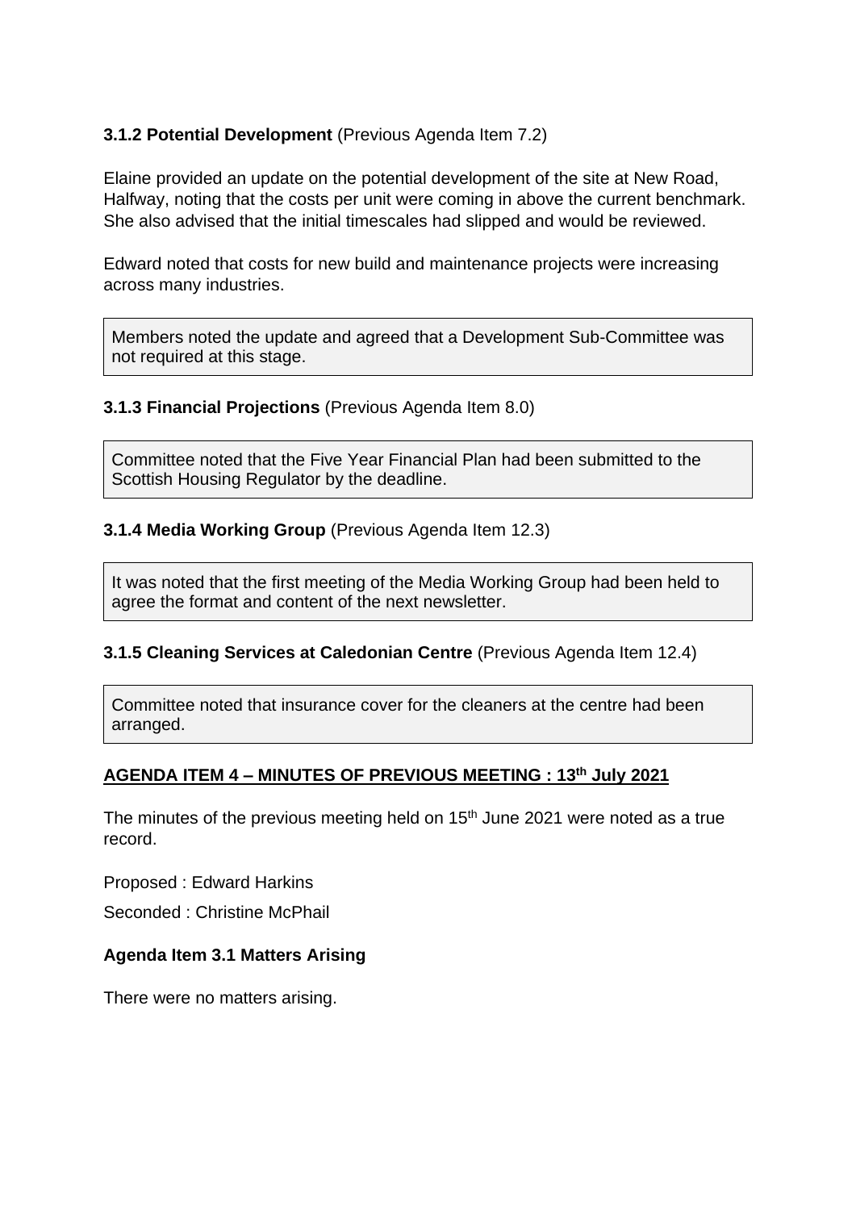**3.1.2 Potential Development** (Previous Agenda Item 7.2)

Elaine provided an update on the potential development of the site at New Road, Halfway, noting that the costs per unit were coming in above the current benchmark. She also advised that the initial timescales had slipped and would be reviewed.

Edward noted that costs for new build and maintenance projects were increasing across many industries.

> Members noted the update and agreed that a Development Sub-Committee was not required at this stage.

**3.1.3 Financial Projections** (Previous Agenda Item 8.0)

> Committee noted that the Five Year Financial Plan had been submitted to the Scottish Housing Regulator by the deadline.

**3.1.4 Media Working Group** (Previous Agenda Item 12.3)

> It was noted that the first meeting of the Media Working Group had been held to agree the format and content of the next newsletter.

**3.1.5 Cleaning Services at Caledonian Centre** (Previous Agenda Item 12.4)

> Committee noted that insurance cover for the cleaners at the centre had been arranged.

**AGENDA ITEM 4 – MINUTES OF PREVIOUS MEETING : 13th July 2021**

The minutes of the previous meeting held on 15th June 2021 were noted as a true record.

Proposed : Edward Harkins

Seconded : Christine McPhail

**Agenda Item 3.1 Matters Arising**

There were no matters arising.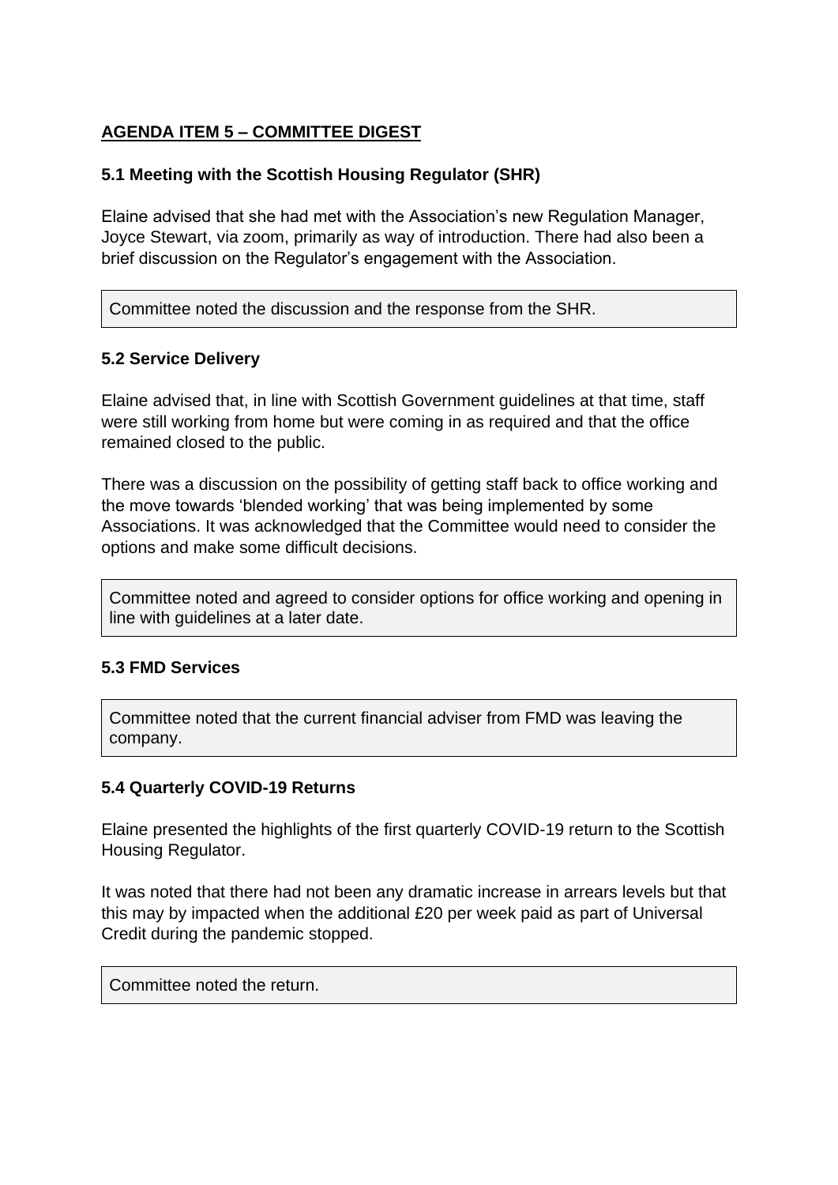## **AGENDA ITEM 5 – COMMITTEE DIGEST**

### 5.1 Meeting with the Scottish Housing Regulator (SHR)

Elaine advised that she had met with the Association's new Regulation Manager, Joyce Stewart, via zoom, primarily as way of introduction. There had also been a brief discussion on the Regulator's engagement with the Association.

> Committee noted the discussion and the response from the SHR.

### 5.2 Service Delivery

Elaine advised that, in line with Scottish Government guidelines at that time, staff were still working from home but were coming in as required and that the office remained closed to the public.

There was a discussion on the possibility of getting staff back to office working and the move towards 'blended working' that was being implemented by some Associations. It was acknowledged that the Committee would need to consider the options and make some difficult decisions.

> Committee noted and agreed to consider options for office working and opening in line with guidelines at a later date.

### 5.3 FMD Services

> Committee noted that the current financial adviser from FMD was leaving the company.

### 5.4 Quarterly COVID-19 Returns

Elaine presented the highlights of the first quarterly COVID-19 return to the Scottish Housing Regulator.

It was noted that there had not been any dramatic increase in arrears levels but that this may by impacted when the additional £20 per week paid as part of Universal Credit during the pandemic stopped.

> Committee noted the return.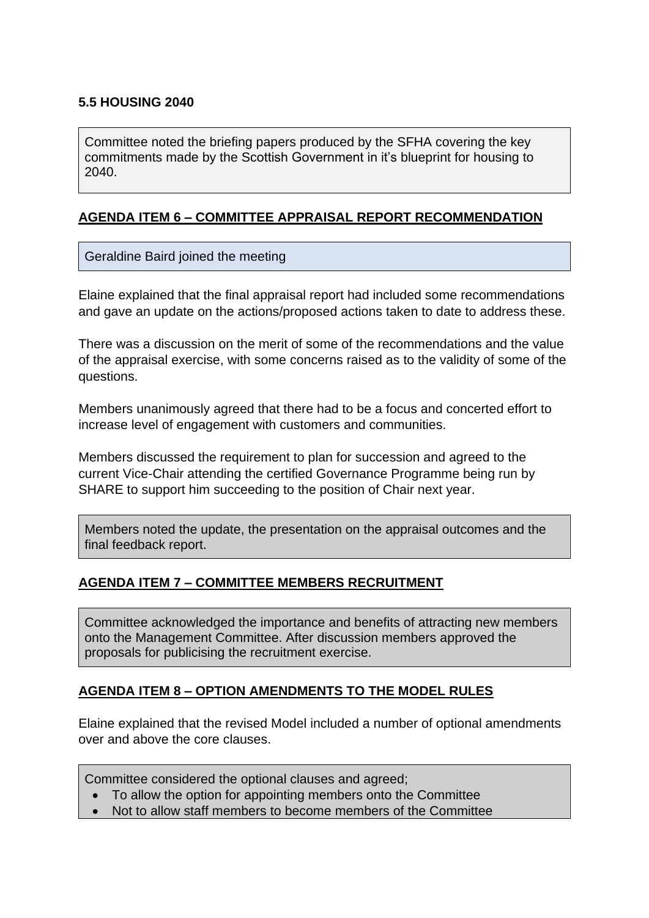**5.5 HOUSING 2040**

Committee noted the briefing papers produced by the SFHA covering the key commitments made by the Scottish Government in it's blueprint for housing to 2040.

**AGENDA ITEM 6 – COMMITTEE APPRAISAL REPORT RECOMMENDATION**

Geraldine Baird joined the meeting

Elaine explained that the final appraisal report had included some recommendations and gave an update on the actions/proposed actions taken to date to address these.

There was a discussion on the merit of some of the recommendations and the value of the appraisal exercise, with some concerns raised as to the validity of some of the questions.

Members unanimously agreed that there had to be a focus and concerted effort to increase level of engagement with customers and communities.

Members discussed the requirement to plan for succession and agreed to the current Vice-Chair attending the certified Governance Programme being run by SHARE to support him succeeding to the position of Chair next year.

Members noted the update, the presentation on the appraisal outcomes and the final feedback report.

**AGENDA ITEM 7 – COMMITTEE MEMBERS RECRUITMENT**

Committee acknowledged the importance and benefits of attracting new members onto the Management Committee. After discussion members approved the proposals for publicising the recruitment exercise.

**AGENDA ITEM 8 – OPTION AMENDMENTS TO THE MODEL RULES**

Elaine explained that the revised Model included a number of optional amendments over and above the core clauses.

Committee considered the optional clauses and agreed;

- To allow the option for appointing members onto the Committee
- Not to allow staff members to become members of the Committee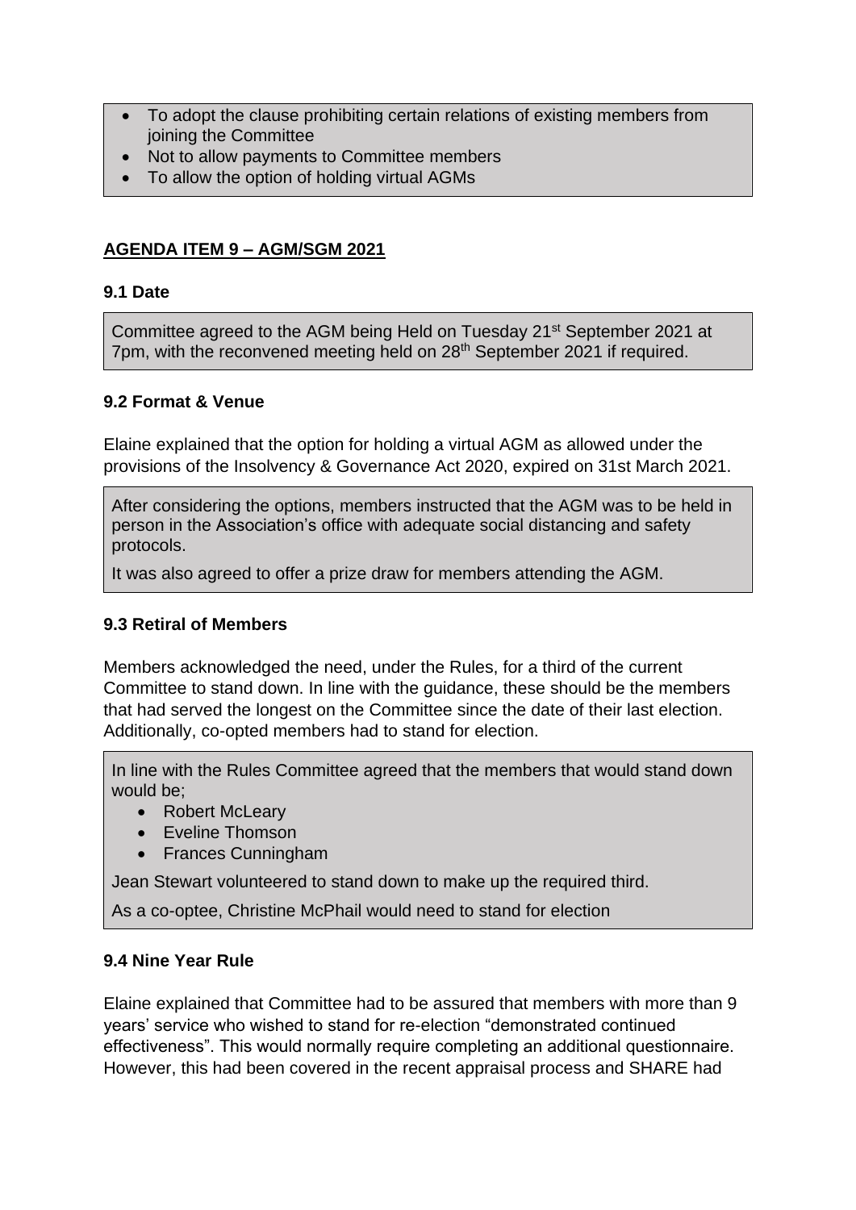- To adopt the clause prohibiting certain relations of existing members from joining the Committee
- Not to allow payments to Committee members
- To allow the option of holding virtual AGMs

## AGENDA ITEM 9 – AGM/SGM 2021

### 9.1 Date

Committee agreed to the AGM being Held on Tuesday 21st September 2021 at 7pm, with the reconvened meeting held on 28th September 2021 if required.

### 9.2 Format & Venue

Elaine explained that the option for holding a virtual AGM as allowed under the provisions of the Insolvency & Governance Act 2020, expired on 31st March 2021.

After considering the options, members instructed that the AGM was to be held in person in the Association's office with adequate social distancing and safety protocols.

It was also agreed to offer a prize draw for members attending the AGM.

### 9.3 Retiral of Members

Members acknowledged the need, under the Rules, for a third of the current Committee to stand down. In line with the guidance, these should be the members that had served the longest on the Committee since the date of their last election. Additionally, co-opted members had to stand for election.

In line with the Rules Committee agreed that the members that would stand down would be;

- Robert McLeary
- Eveline Thomson
- Frances Cunningham

Jean Stewart volunteered to stand down to make up the required third.

As a co-optee, Christine McPhail would need to stand for election

### 9.4 Nine Year Rule

Elaine explained that Committee had to be assured that members with more than 9 years' service who wished to stand for re-election "demonstrated continued effectiveness". This would normally require completing an additional questionnaire. However, this had been covered in the recent appraisal process and SHARE had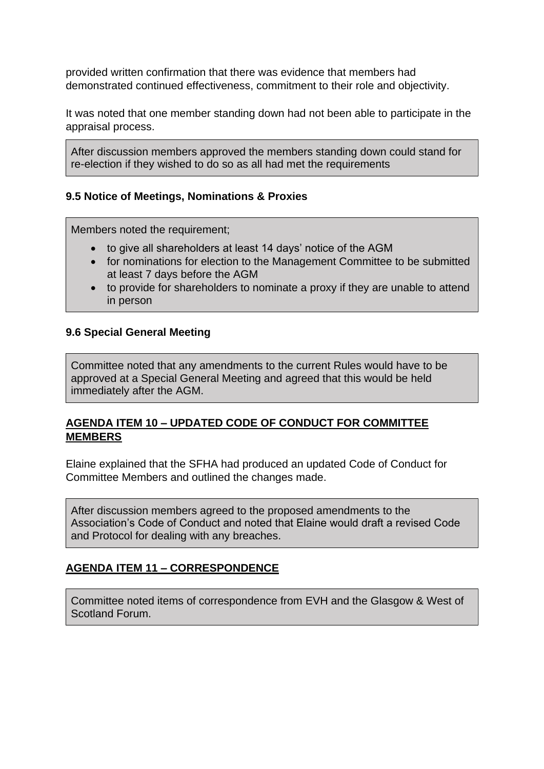provided written confirmation that there was evidence that members had demonstrated continued effectiveness, commitment to their role and objectivity.

It was noted that one member standing down had not been able to participate in the appraisal process.

After discussion members approved the members standing down could stand for re-election if they wished to do so as all had met the requirements

**9.5 Notice of Meetings, Nominations & Proxies**

Members noted the requirement;

- to give all shareholders at least 14 days' notice of the AGM
- for nominations for election to the Management Committee to be submitted at least 7 days before the AGM
- to provide for shareholders to nominate a proxy if they are unable to attend in person

**9.6 Special General Meeting**

Committee noted that any amendments to the current Rules would have to be approved at a Special General Meeting and agreed that this would be held immediately after the AGM.

**AGENDA ITEM 10 – UPDATED CODE OF CONDUCT FOR COMMITTEE MEMBERS**

Elaine explained that the SFHA had produced an updated Code of Conduct for Committee Members and outlined the changes made.

After discussion members agreed to the proposed amendments to the Association's Code of Conduct and noted that Elaine would draft a revised Code and Protocol for dealing with any breaches.

**AGENDA ITEM 11 – CORRESPONDENCE**

Committee noted items of correspondence from EVH and the Glasgow & West of Scotland Forum.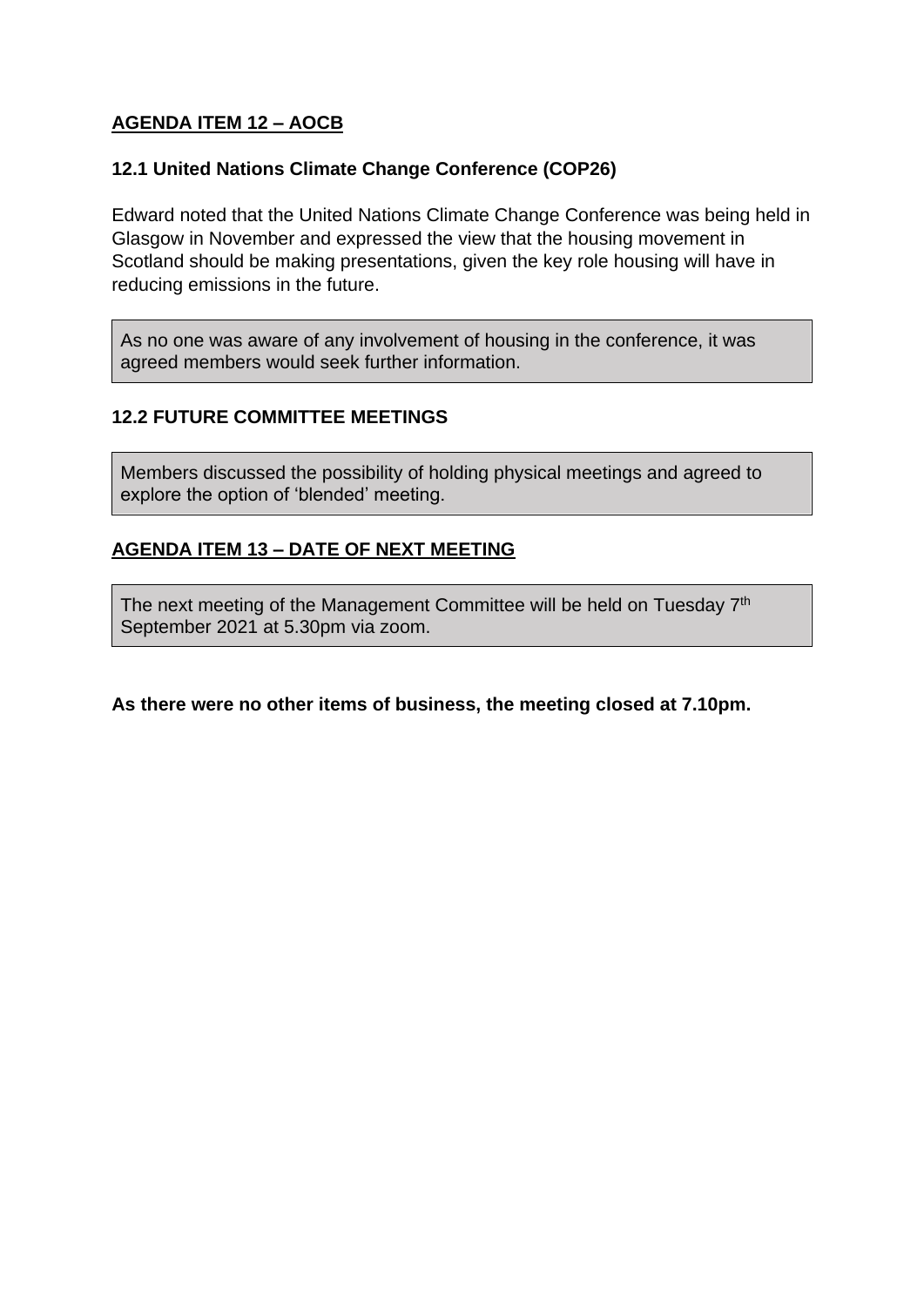## AGENDA ITEM 12 – AOCB

### 12.1 United Nations Climate Change Conference (COP26)

Edward noted that the United Nations Climate Change Conference was being held in Glasgow in November and expressed the view that the housing movement in Scotland should be making presentations, given the key role housing will have in reducing emissions in the future.

As no one was aware of any involvement of housing in the conference, it was agreed members would seek further information.

### 12.2 FUTURE COMMITTEE MEETINGS

Members discussed the possibility of holding physical meetings and agreed to explore the option of 'blended' meeting.

## AGENDA ITEM 13 – DATE OF NEXT MEETING

The next meeting of the Management Committee will be held on Tuesday 7th September 2021 at 5.30pm via zoom.

**As there were no other items of business, the meeting closed at 7.10pm.**